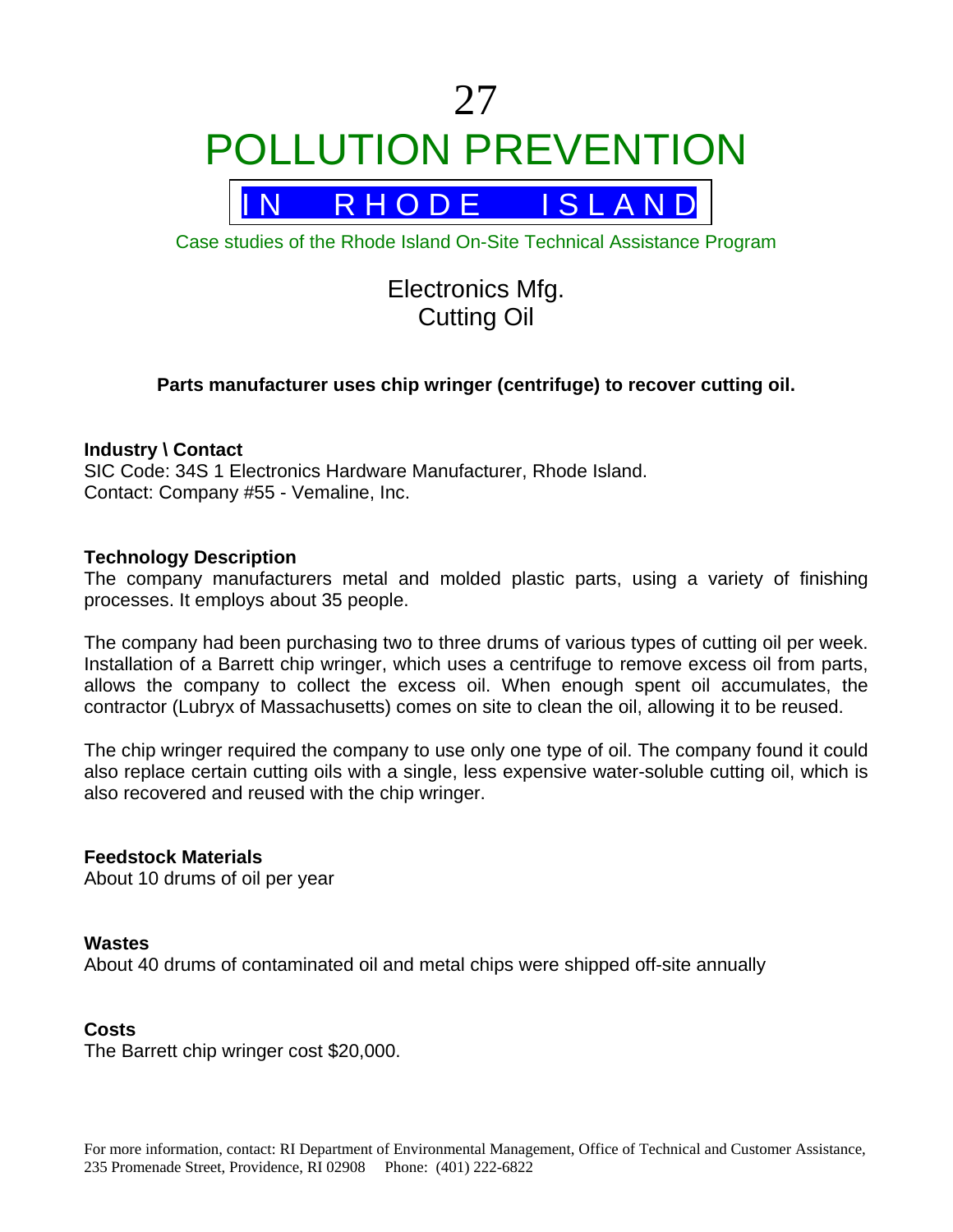# 27

# POLLUTION PREVENTION

## IN RHODE ISLAND

Case studies of the Rhode Island On-Site Technical Assistance Program

## Electronics Mfg.
## Cutting Oil

**Parts manufacturer uses chip wringer (centrifuge) to recover cutting oil.**

**Industry \ Contact**
SIC Code: 34S 1 Electronics Hardware Manufacturer, Rhode Island.
Contact: Company #55 - Vemaline, Inc.

**Technology Description**
The company manufacturers metal and molded plastic parts, using a variety of finishing processes. It employs about 35 people.

The company had been purchasing two to three drums of various types of cutting oil per week. Installation of a Barrett chip wringer, which uses a centrifuge to remove excess oil from parts, allows the company to collect the excess oil. When enough spent oil accumulates, the contractor (Lubryx of Massachusetts) comes on site to clean the oil, allowing it to be reused.

The chip wringer required the company to use only one type of oil. The company found it could also replace certain cutting oils with a single, less expensive water-soluble cutting oil, which is also recovered and reused with the chip wringer.

**Feedstock Materials**
About 10 drums of oil per year

**Wastes**
About 40 drums of contaminated oil and metal chips were shipped off-site annually

**Costs**
The Barrett chip wringer cost $20,000.

For more information, contact: RI Department of Environmental Management, Office of Technical and Customer Assistance, 235 Promenade Street, Providence, RI 02908 Phone: (401) 222-6822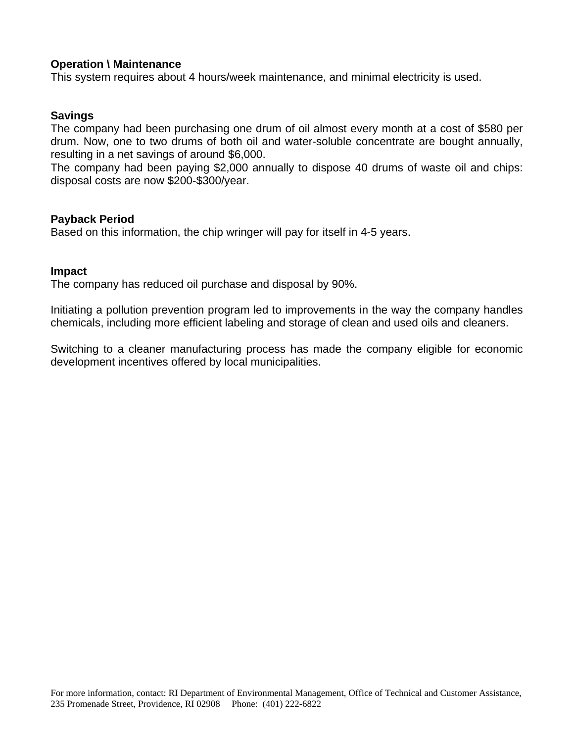**Operation \ Maintenance**

This system requires about 4 hours/week maintenance, and minimal electricity is used.

**Savings**

The company had been purchasing one drum of oil almost every month at a cost of $580 per drum. Now, one to two drums of both oil and water-soluble concentrate are bought annually, resulting in a net savings of around $6,000.

The company had been paying $2,000 annually to dispose 40 drums of waste oil and chips: disposal costs are now $200-$300/year.

**Payback Period**

Based on this information, the chip wringer will pay for itself in 4-5 years.

**Impact**

The company has reduced oil purchase and disposal by 90%.

Initiating a pollution prevention program led to improvements in the way the company handles chemicals, including more efficient labeling and storage of clean and used oils and cleaners.

Switching to a cleaner manufacturing process has made the company eligible for economic development incentives offered by local municipalities.

For more information, contact: RI Department of Environmental Management, Office of Technical and Customer Assistance, 235 Promenade Street, Providence, RI 02908 Phone: (401) 222-6822